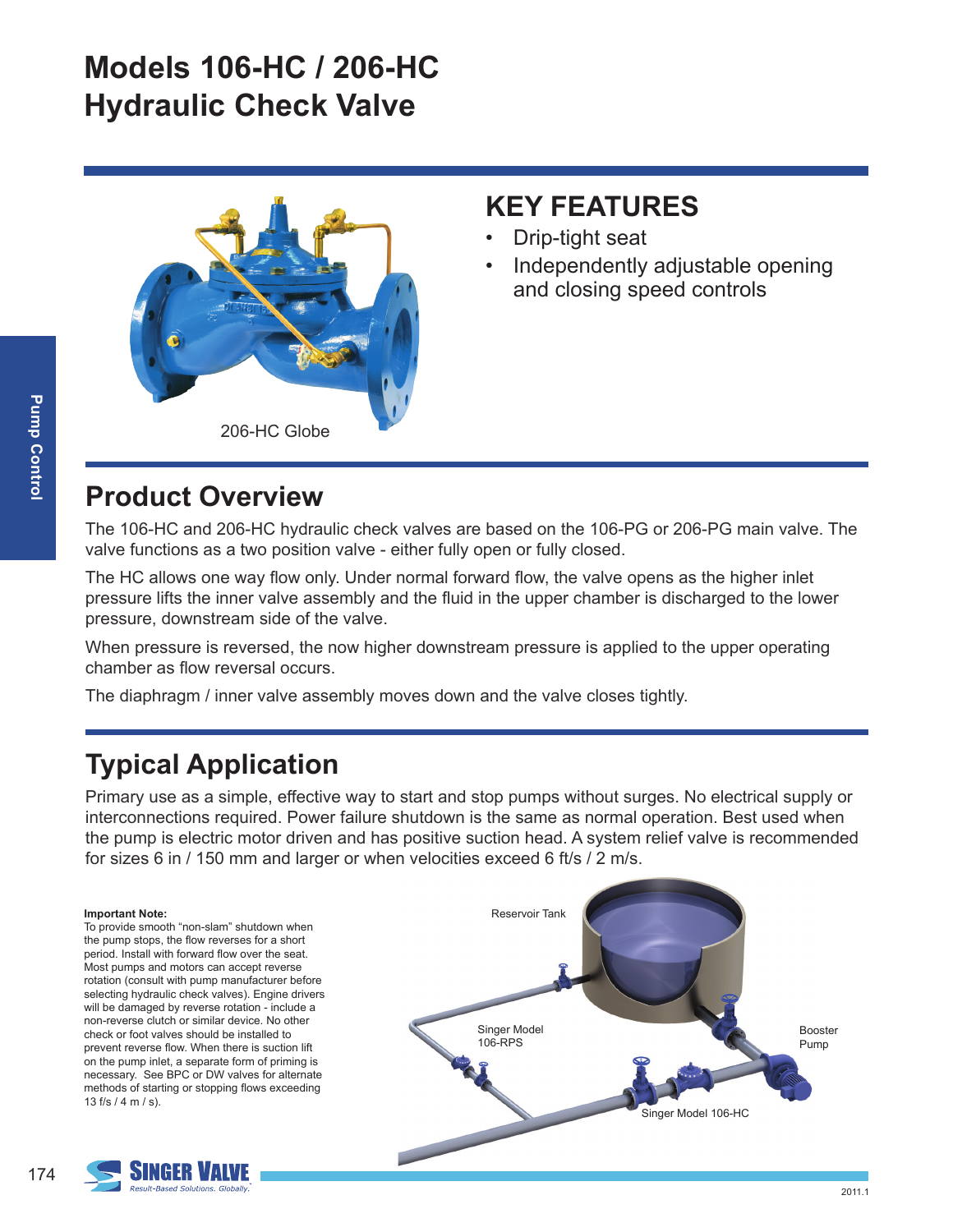# Models 106-HC / 206-HC
# Hydraulic Check Valve

206-HC Globe

## KEY FEATURES

- Drip-tight seat
- Independently adjustable opening and closing speed controls

## Product Overview

The 106-HC and 206-HC hydraulic check valves are based on the 106-PG or 206-PG main valve. The valve functions as a two position valve - either fully open or fully closed.

The HC allows one way flow only. Under normal forward flow, the valve opens as the higher inlet pressure lifts the inner valve assembly and the fluid in the upper chamber is discharged to the lower pressure, downstream side of the valve.

When pressure is reversed, the now higher downstream pressure is applied to the upper operating chamber as flow reversal occurs.

The diaphragm / inner valve assembly moves down and the valve closes tightly.

## Typical Application

Primary use as a simple, effective way to start and stop pumps without surges. No electrical supply or interconnections required. Power failure shutdown is the same as normal operation. Best used when the pump is electric motor driven and has positive suction head. A system relief valve is recommended for sizes 6 in / 150 mm and larger or when velocities exceed 6 ft/s / 2 m/s.

**Important Note:**
To provide smooth "non-slam" shutdown when the pump stops, the flow reverses for a short period. Install with forward flow over the seat. Most pumps and motors can accept reverse rotation (consult with pump manufacturer before selecting hydraulic check valves). Engine drivers will be damaged by reverse rotation - include a non-reverse clutch or similar device. No other check or foot valves should be installed to prevent reverse flow. When there is suction lift on the pump inlet, a separate form of priming is necessary. See BPC or DW valves for alternate methods of starting or stopping flows exceeding 13 f/s / 4 m / s).

Reservoir Tank

Singer Model 106-RPS

Booster Pump

Singer Model 106-HC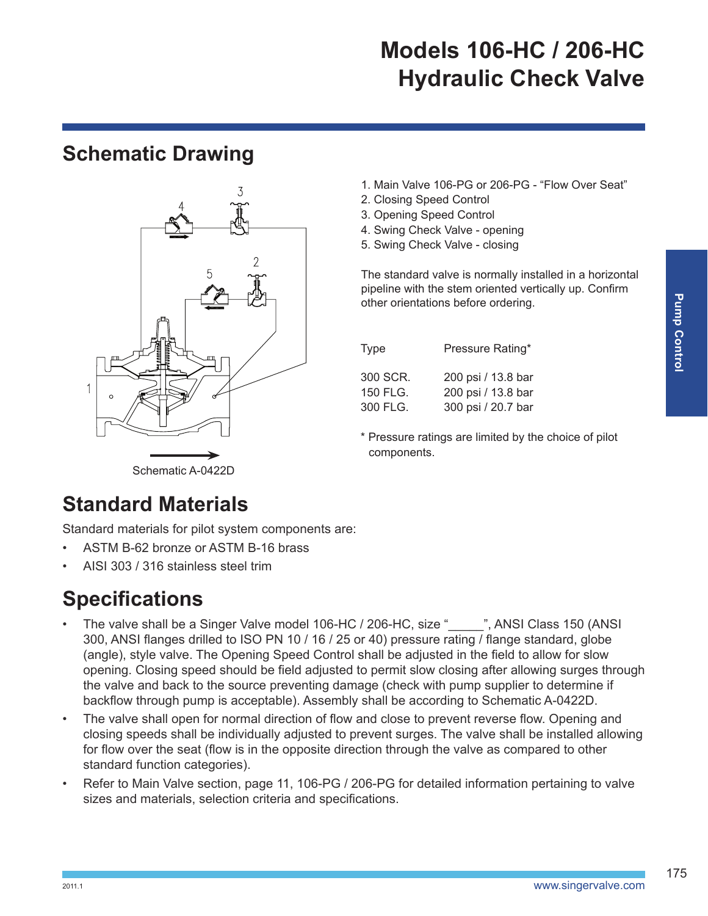# Models 106-HC / 206-HC Hydraulic Check Valve

## Schematic Drawing

Schematic A-0422D

1. Main Valve 106-PG or 206-PG - "Flow Over Seat"
2. Closing Speed Control
3. Opening Speed Control
4. Swing Check Valve - opening
5. Swing Check Valve - closing

The standard valve is normally installed in a horizontal pipeline with the stem oriented vertically up. Confirm other orientations before ordering.

| Type | Pressure Rating* |
|---|---|
| 300 SCR. | 200 psi / 13.8 bar |
| 150 FLG. | 200 psi / 13.8 bar |
| 300 FLG. | 300 psi / 20.7 bar |

* Pressure ratings are limited by the choice of pilot components.

Pump Control

## Standard Materials

Standard materials for pilot system components are:

- ASTM B-62 bronze or ASTM B-16 brass
- AISI 303 / 316 stainless steel trim

## Specifications

- The valve shall be a Singer Valve model 106-HC / 206-HC, size "_____", ANSI Class 150 (ANSI 300, ANSI flanges drilled to ISO PN 10 / 16 / 25 or 40) pressure rating / flange standard, globe (angle), style valve. The Opening Speed Control shall be adjusted in the field to allow for slow opening. Closing speed should be field adjusted to permit slow closing after allowing surges through the valve and back to the source preventing damage (check with pump supplier to determine if backflow through pump is acceptable). Assembly shall be according to Schematic A-0422D.
- The valve shall open for normal direction of flow and close to prevent reverse flow. Opening and closing speeds shall be individually adjusted to prevent surges. The valve shall be installed allowing for flow over the seat (flow is in the opposite direction through the valve as compared to other standard function categories).
- Refer to Main Valve section, page 11, 106-PG / 206-PG for detailed information pertaining to valve sizes and materials, selection criteria and specifications.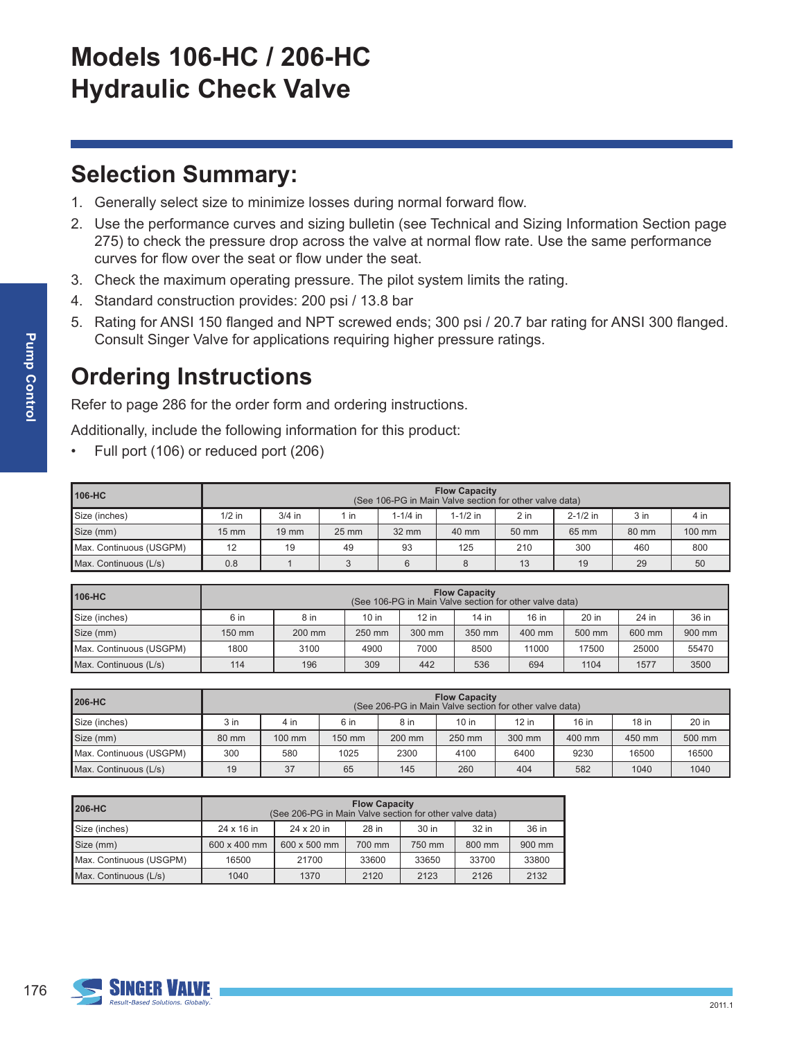# Models 106-HC / 206-HC Hydraulic Check Valve

## Selection Summary:

1. Generally select size to minimize losses during normal forward flow.
2. Use the performance curves and sizing bulletin (see Technical and Sizing Information Section page 275) to check the pressure drop across the valve at normal flow rate. Use the same performance curves for flow over the seat or flow under the seat.
3. Check the maximum operating pressure. The pilot system limits the rating.
4. Standard construction provides: 200 psi / 13.8 bar
5. Rating for ANSI 150 flanged and NPT screwed ends; 300 psi / 20.7 bar rating for ANSI 300 flanged. Consult Singer Valve for applications requiring higher pressure ratings.

## Ordering Instructions

Refer to page 286 for the order form and ordering instructions.

Additionally, include the following information for this product:

- Full port (106) or reduced port (206)

| 106-HC | Flow Capacity (See 106-PG in Main Valve section for other valve data) | | | | | | | | |
|---|---|---|---|---|---|---|---|---|---|
| Size (inches) | 1/2 in | 3/4 in | 1 in | 1-1/4 in | 1-1/2 in | 2 in | 2-1/2 in | 3 in | 4 in |
| Size (mm) | 15 mm | 19 mm | 25 mm | 32 mm | 40 mm | 50 mm | 65 mm | 80 mm | 100 mm |
| Max. Continuous (USGPM) | 12 | 19 | 49 | 93 | 125 | 210 | 300 | 460 | 800 |
| Max. Continuous (L/s) | 0.8 | 1 | 3 | 6 | 8 | 13 | 19 | 29 | 50 |

| 106-HC | Flow Capacity (See 106-PG in Main Valve section for other valve data) | | | | | | | | |
|---|---|---|---|---|---|---|---|---|---|
| Size (inches) | 6 in | 8 in | 10 in | 12 in | 14 in | 16 in | 20 in | 24 in | 36 in |
| Size (mm) | 150 mm | 200 mm | 250 mm | 300 mm | 350 mm | 400 mm | 500 mm | 600 mm | 900 mm |
| Max. Continuous (USGPM) | 1800 | 3100 | 4900 | 7000 | 8500 | 11000 | 17500 | 25000 | 55470 |
| Max. Continuous (L/s) | 114 | 196 | 309 | 442 | 536 | 694 | 1104 | 1577 | 3500 |

| 206-HC | Flow Capacity (See 206-PG in Main Valve section for other valve data) | | | | | | | | |
|---|---|---|---|---|---|---|---|---|---|
| Size (inches) | 3 in | 4 in | 6 in | 8 in | 10 in | 12 in | 16 in | 18 in | 20 in |
| Size (mm) | 80 mm | 100 mm | 150 mm | 200 mm | 250 mm | 300 mm | 400 mm | 450 mm | 500 mm |
| Max. Continuous (USGPM) | 300 | 580 | 1025 | 2300 | 4100 | 6400 | 9230 | 16500 | 16500 |
| Max. Continuous (L/s) | 19 | 37 | 65 | 145 | 260 | 404 | 582 | 1040 | 1040 |

| 206-HC | Flow Capacity (See 206-PG in Main Valve section for other valve data) | | | | | |
|---|---|---|---|---|---|---|
| Size (inches) | 24 x 16 in | 24 x 20 in | 28 in | 30 in | 32 in | 36 in |
| Size (mm) | 600 x 400 mm | 600 x 500 mm | 700 mm | 750 mm | 800 mm | 900 mm |
| Max. Continuous (USGPM) | 16500 | 21700 | 33600 | 33650 | 33700 | 33800 |
| Max. Continuous (L/s) | 1040 | 1370 | 2120 | 2123 | 2126 | 2132 |